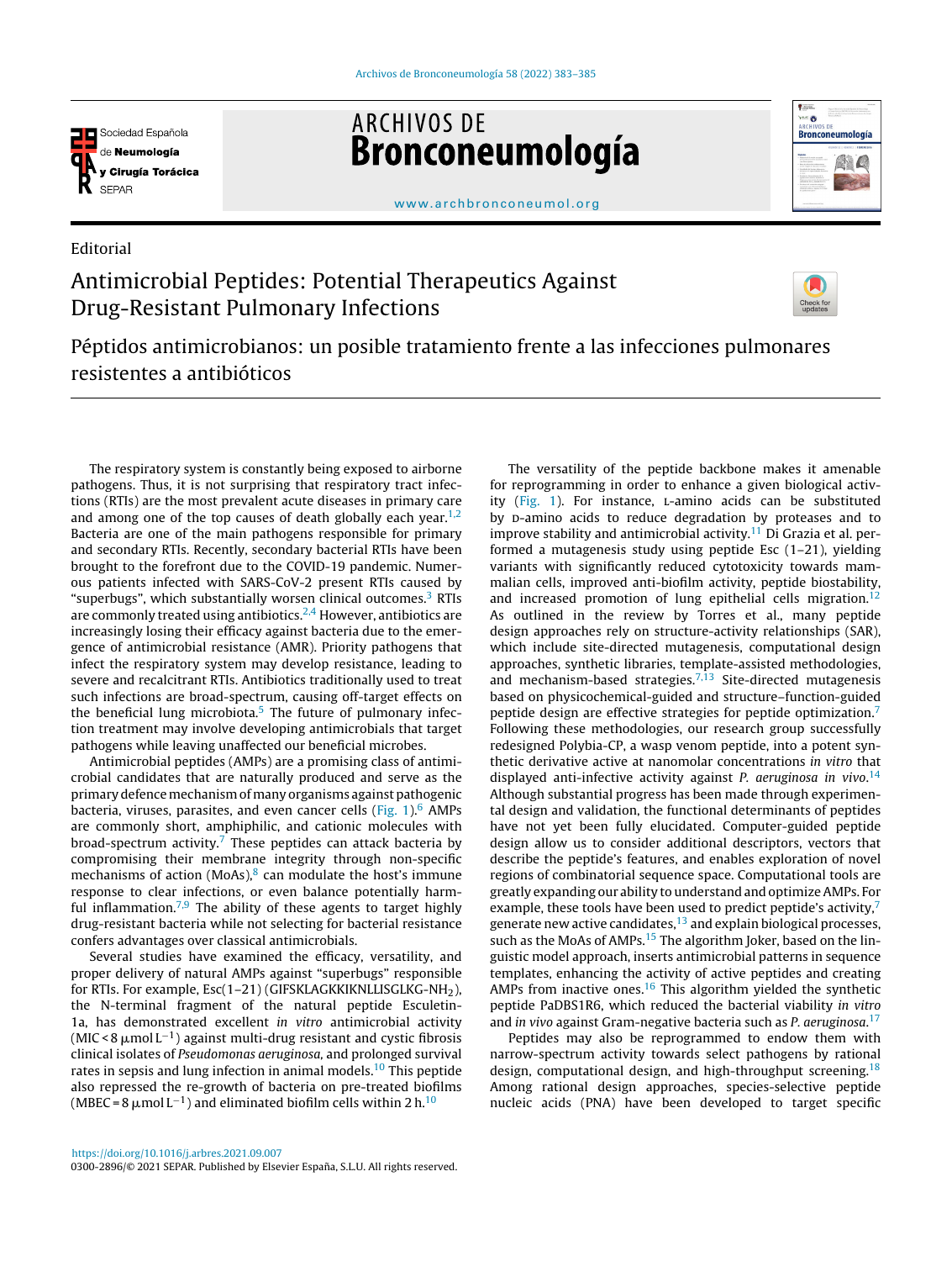Editorial

# Antimicrobial Peptides: Potential Therapeutics Against Drug-Resistant Pulmonary Infections

## Péptidos antimicrobianos: un posible tratamiento frente a las infecciones pulmonares resistentes a antibióticos

The respiratory system is constantly being exposed to airborne pathogens. Thus, it is not surprising that respiratory tract infections (RTIs) are the most prevalent acute diseases in primary care and among one of the top causes of death globally each year.[1,2] Bacteria are one of the main pathogens responsible for primary and secondary RTIs. Recently, secondary bacterial RTIs have been brought to the forefront due to the COVID-19 pandemic. Numerous patients infected with SARS-CoV-2 present RTIs caused by "superbugs", which substantially worsen clinical outcomes.[3] RTIs are commonly treated using antibiotics.[2,4] However, antibiotics are increasingly losing their efficacy against bacteria due to the emergence of antimicrobial resistance (AMR). Priority pathogens that infect the respiratory system may develop resistance, leading to severe and recalcitrant RTIs. Antibiotics traditionally used to treat such infections are broad-spectrum, causing off-target effects on the beneficial lung microbiota.[5] The future of pulmonary infection treatment may involve developing antimicrobials that target pathogens while leaving unaffected our beneficial microbes.

Antimicrobial peptides (AMPs) are a promising class of antimicrobial candidates that are naturally produced and serve as the primary defence mechanism of many organisms against pathogenic bacteria, viruses, parasites, and even cancer cells (Fig. 1).[6] AMPs are commonly short, amphiphilic, and cationic molecules with broad-spectrum activity.[7] These peptides can attack bacteria by compromising their membrane integrity through non-specific mechanisms of action (MoAs),[8] can modulate the host's immune response to clear infections, or even balance potentially harmful inflammation.[7,9] The ability of these agents to target highly drug-resistant bacteria while not selecting for bacterial resistance confers advantages over classical antimicrobials.

Several studies have examined the efficacy, versatility, and proper delivery of natural AMPs against "superbugs" responsible for RTIs. For example, Esc(1–21) (GIFSKLAGKKIKNLLISGLKG-$NH_2$), the N-terminal fragment of the natural peptide Esculetin-1a, has demonstrated excellent *in vitro* antimicrobial activity (MIC < 8 $\mu$mol $L^{-1}$) against multi-drug resistant and cystic fibrosis clinical isolates of *Pseudomonas aeruginosa*, and prolonged survival rates in sepsis and lung infection in animal models.[10] This peptide also repressed the re-growth of bacteria on pre-treated biofilms (MBEC = 8 $\mu$mol $L^{-1}$) and eliminated biofilm cells within 2 h.[10]

The versatility of the peptide backbone makes it amenable for reprogramming in order to enhance a given biological activity (Fig. 1). For instance, L-amino acids can be substituted by D-amino acids to reduce degradation by proteases and to improve stability and antimicrobial activity.[11] Di Grazia et al. performed a mutagenesis study using peptide Esc (1–21), yielding variants with significantly reduced cytotoxicity towards mammalian cells, improved anti-biofilm activity, peptide biostability, and increased promotion of lung epithelial cells migration.[12] As outlined in the review by Torres et al., many peptide design approaches rely on structure-activity relationships (SAR), which include site-directed mutagenesis, computational design approaches, synthetic libraries, template-assisted methodologies, and mechanism-based strategies.[7,13] Site-directed mutagenesis based on physicochemical-guided and structure–function-guided peptide design are effective strategies for peptide optimization.[7] Following these methodologies, our research group successfully redesigned Polybia-CP, a wasp venom peptide, into a potent synthetic derivative active at nanomolar concentrations *in vitro* that displayed anti-infective activity against *P. aeruginosa in vivo*.[14] Although substantial progress has been made through experimental design and validation, the functional determinants of peptides have not yet been fully elucidated. Computer-guided peptide design allow us to consider additional descriptors, vectors that describe the peptide's features, and enables exploration of novel regions of combinatorial sequence space. Computational tools are greatly expanding our ability to understand and optimize AMPs. For example, these tools have been used to predict peptide's activity,[7] generate new active candidates,[13] and explain biological processes, such as the MoAs of AMPs.[15] The algorithm Joker, based on the linguistic model approach, inserts antimicrobial patterns in sequence templates, enhancing the activity of active peptides and creating AMPs from inactive ones.[16] This algorithm yielded the synthetic peptide PaDBS1R6, which reduced the bacterial viability *in vitro* and *in vivo* against Gram-negative bacteria such as *P. aeruginosa*.[17]

Peptides may also be reprogrammed to endow them with narrow-spectrum activity towards select pathogens by rational design, computational design, and high-throughput screening.[18] Among rational design approaches, species-selective peptide nucleic acids (PNA) have been developed to target specific

https://doi.org/10.1016/j.arbres.2021.09.007

0300-2896/© 2021 SEPAR. Published by Elsevier España, S.L.U. All rights reserved.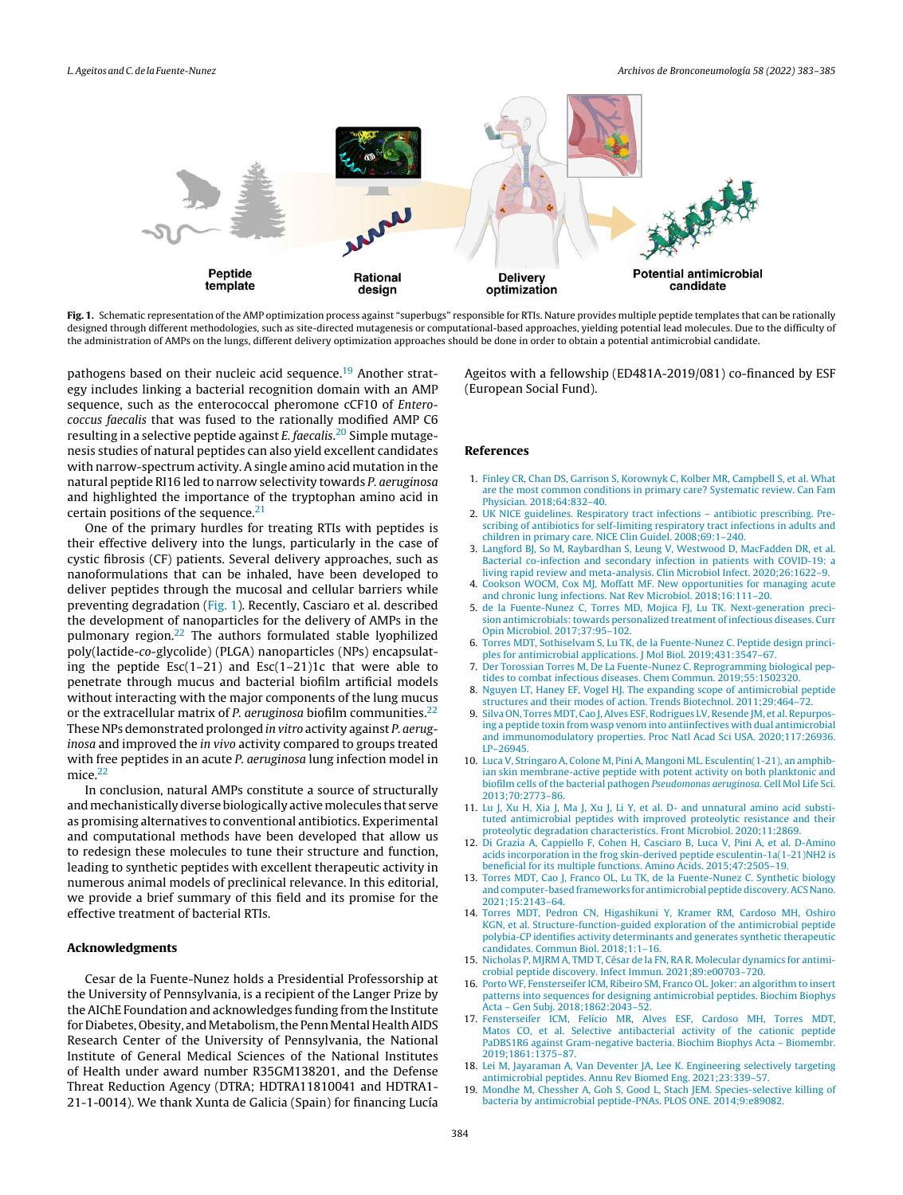Fig. 1. Schematic representation of the AMP optimization process against "superbugs" responsible for RTIs. Nature provides multiple peptide templates that can be rationally designed through different methodologies, such as site-directed mutagenesis or computational-based approaches, yielding potential lead molecules. Due to the difficulty of the administration of AMPs on the lungs, different delivery optimization approaches should be done in order to obtain a potential antimicrobial candidate.

pathogens based on their nucleic acid sequence.[19] Another strategy includes linking a bacterial recognition domain with an AMP sequence, such as the enterococcal pheromone cCF10 of *Enterococcus faecalis* that was fused to the rationally modified AMP C6 resulting in a selective peptide against *E. faecalis*.[20] Simple mutagenesis studies of natural peptides can also yield excellent candidates with narrow-spectrum activity. A single amino acid mutation in the natural peptide RI16 led to narrow selectivity towards *P. aeruginosa* and highlighted the importance of the tryptophan amino acid in certain positions of the sequence.[21]

One of the primary hurdles for treating RTIs with peptides is their effective delivery into the lungs, particularly in the case of cystic fibrosis (CF) patients. Several delivery approaches, such as nanoformulations that can be inhaled, have been developed to deliver peptides through the mucosal and cellular barriers while preventing degradation (Fig. 1). Recently, Casciaro et al. described the development of nanoparticles for the delivery of AMPs in the pulmonary region.[22] The authors formulated stable lyophilized poly(lactide-*co*-glycolide) (PLGA) nanoparticles (NPs) encapsulating the peptide Esc(1–21) and Esc(1–21)1c that were able to penetrate through mucus and bacterial biofilm artificial models without interacting with the major components of the lung mucus or the extracellular matrix of *P. aeruginosa* biofilm communities.[22] These NPs demonstrated prolonged *in vitro* activity against *P. aeruginosa* and improved the *in vivo* activity compared to groups treated with free peptides in an acute *P. aeruginosa* lung infection model in mice.[22]

In conclusion, natural AMPs constitute a source of structurally and mechanistically diverse biologically active molecules that serve as promising alternatives to conventional antibiotics. Experimental and computational methods have been developed that allow us to redesign these molecules to tune their structure and function, leading to synthetic peptides with excellent therapeutic activity in numerous animal models of preclinical relevance. In this editorial, we provide a brief summary of this field and its promise for the effective treatment of bacterial RTIs.

## Acknowledgments

Cesar de la Fuente-Nunez holds a Presidential Professorship at the University of Pennsylvania, is a recipient of the Langer Prize by the AIChE Foundation and acknowledges funding from the Institute for Diabetes, Obesity, and Metabolism, the Penn Mental Health AIDS Research Center of the University of Pennsylvania, the National Institute of General Medical Sciences of the National Institutes of Health under award number R35GM138201, and the Defense Threat Reduction Agency (DTRA; HDTRA11810041 and HDTRA1-21-1-0014). We thank Xunta de Galicia (Spain) for financing Lucía Ageitos with a fellowship (ED481A-2019/081) co-financed by ESF (European Social Fund).

## References

1. Finley CR, Chan DS, Garrison S, Korownyk C, Kolber MR, Campbell S, et al. What are the most common conditions in primary care? Systematic review. Can Fam Physician. 2018;64:832–40.
2. UK NICE guidelines. Respiratory tract infections – antibiotic prescribing. Prescribing of antibiotics for self-limiting respiratory tract infections in adults and children in primary care. NICE Clin Guidel. 2008;69:1–240.
3. Langford BJ, So M, Raybardhan S, Leung V, Westwood D, MacFadden DR, et al. Bacterial co-infection and secondary infection in patients with COVID-19: a living rapid review and meta-analysis. Clin Microbiol Infect. 2020;26:1622–9.
4. Cookson WOCM, Cox MJ, Moffatt MF. New opportunities for managing acute and chronic lung infections. Nat Rev Microbiol. 2018;16:111–20.
5. de la Fuente-Nunez C, Torres MD, Mojica FJ, Lu TK. Next-generation precision antimicrobials: towards personalized treatment of infectious diseases. Curr Opin Microbiol. 2017;37:95–102.
6. Torres MDT, Sothiselvam S, Lu TK, de la Fuente-Nunez C. Peptide design principles for antimicrobial applications. J Mol Biol. 2019;431:3547–67.
7. Der Torossian Torres M, De La Fuente-Nunez C. Reprogramming biological peptides to combat infectious diseases. Chem Commun. 2019;55:1502320.
8. Nguyen LT, Haney EF, Vogel HJ. The expanding scope of antimicrobial peptide structures and their modes of action. Trends Biotechnol. 2011;29:464–72.
9. Silva ON, Torres MDT, Cao J, Alves ESF, Rodrigues LV, Resende JM, et al. Repurposing a peptide toxin from wasp venom into antiinfectives with dual antimicrobial and immunomodulatory properties. Proc Natl Acad Sci USA. 2020;117:26936. LP–26945.
10. Luca V, Stringaro A, Colone M, Pini A, Mangoni ML. Esculentin(1-21), an amphibian skin membrane-active peptide with potent activity on both planktonic and biofilm cells of the bacterial pathogen *Pseudomonas aeruginosa*. Cell Mol Life Sci. 2013;70:2773–86.
11. Lu J, Xu H, Xia J, Ma J, Xu J, Li Y, et al. D- and unnatural amino acid substituted antimicrobial peptides with improved proteolytic resistance and their proteolytic degradation characteristics. Front Microbiol. 2020;11:2869.
12. Di Grazia A, Cappiello F, Cohen H, Casciaro B, Luca V, Pini A, et al. D-Amino acids incorporation in the frog skin-derived peptide esculentin-1a(1-21)NH2 is beneficial for its multiple functions. Amino Acids. 2015;47:2505–19.
13. Torres MDT, Cao J, Franco OL, Lu TK, de la Fuente-Nunez C. Synthetic biology and computer-based frameworks for antimicrobial peptide discovery. ACS Nano. 2021;15:2143–64.
14. Torres MDT, Pedron CN, Higashikuni Y, Kramer RM, Cardoso MH, Oshiro KGN, et al. Structure-function-guided exploration of the antimicrobial peptide polybia-CP identifies activity determinants and generates synthetic therapeutic candidates. Commun Biol. 2018;1:1–16.
15. Nicholas P, MJRM A, TMD T, César de la FN, RA R. Molecular dynamics for antimicrobial peptide discovery. Infect Immun. 2021;89:e00703–720.
16. Porto WF, Fensterseifer ICM, Ribeiro SM, Franco OL. Joker: an algorithm to insert patterns into sequences for designing antimicrobial peptides. Biochim Biophys Acta – Gen Subj. 2018;1862:2043–52.
17. Fensterseifer ICM, Felício MR, Alves ESF, Cardoso MH, Torres MDT, Matos CO, et al. Selective antibacterial activity of the cationic peptide PaDBS1R6 against Gram-negative bacteria. Biochim Biophys Acta – Biomembr. 2019;1861:1375–87.
18. Lei M, Jayaraman A, Van Deventer JA, Lee K. Engineering selectively targeting antimicrobial peptides. Annu Rev Biomed Eng. 2021;23:339–57.
19. Mondhe M, Chessher A, Goh S, Good L, Stach JEM. Species-selective killing of bacteria by antimicrobial peptide-PNAs. PLOS ONE. 2014;9:e89082.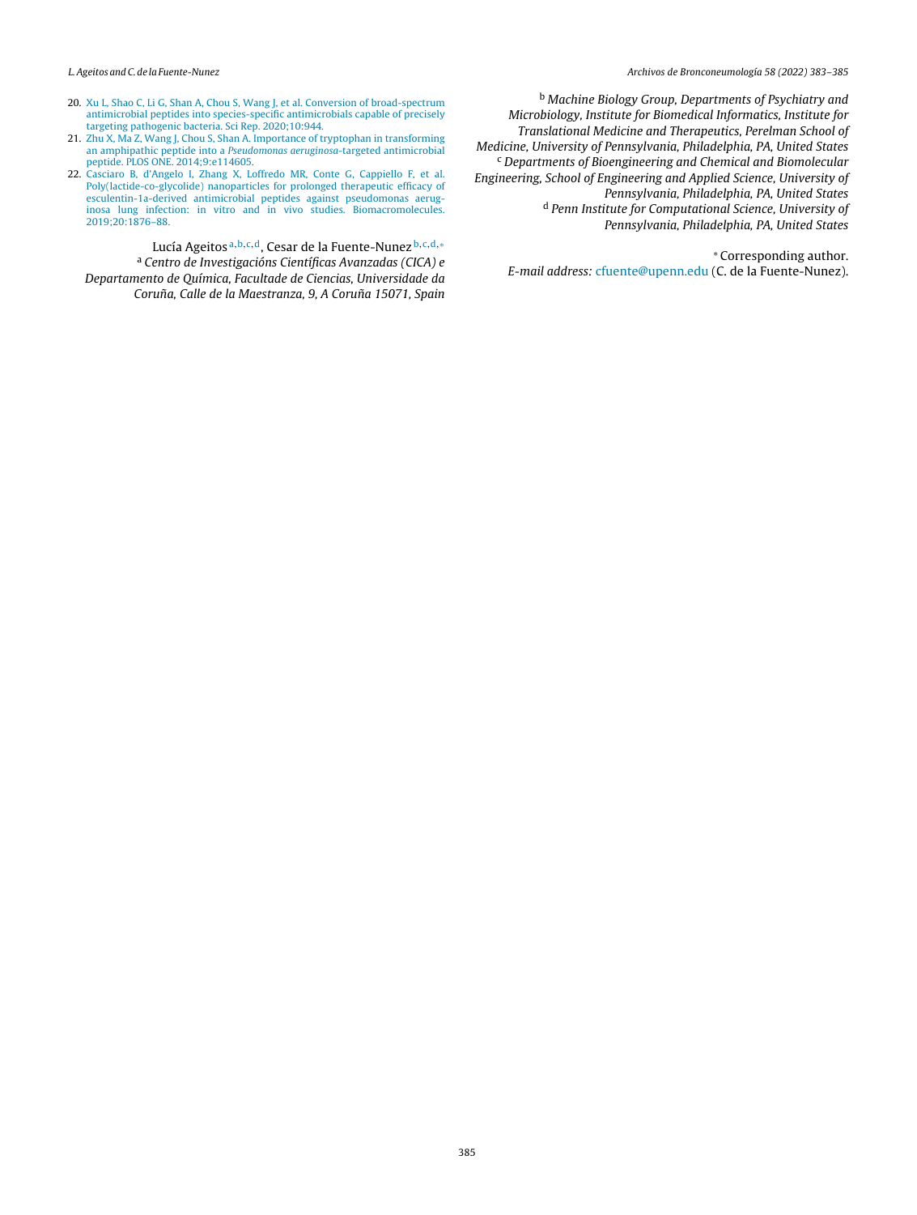20. Xu L, Shao C, Li G, Shan A, Chou S, Wang J, et al. Conversion of broad-spectrum antimicrobial peptides into species-specific antimicrobials capable of precisely targeting pathogenic bacteria. Sci Rep. 2020;10:944.
21. Zhu X, Ma Z, Wang J, Chou S, Shan A. Importance of tryptophan in transforming an amphipathic peptide into a *Pseudomonas aeruginosa*-targeted antimicrobial peptide. PLOS ONE. 2014;9:e114605.
22. Casciaro B, d'Angelo I, Zhang X, Loffredo MR, Conte G, Cappiello F, et al. Poly(lactide-co-glycolide) nanoparticles for prolonged therapeutic efficacy of esculentin-1a-derived antimicrobial peptides against pseudomonas aeruginosa lung infection: in vitro and in vivo studies. Biomacromolecules. 2019;20:1876–88.

Lucía Ageitos [a,b,c,d], Cesar de la Fuente-Nunez [b,c,d,*]

[a] *Centro de Investigacións Científicas Avanzadas (CICA) e Departamento de Química, Facultade de Ciencias, Universidade da Coruña, Calle de la Maestranza, 9, A Coruña 15071, Spain*

[b] *Machine Biology Group, Departments of Psychiatry and Microbiology, Institute for Biomedical Informatics, Institute for Translational Medicine and Therapeutics, Perelman School of Medicine, University of Pennsylvania, Philadelphia, PA, United States*

[c] *Departments of Bioengineering and Chemical and Biomolecular Engineering, School of Engineering and Applied Science, University of Pennsylvania, Philadelphia, PA, United States*

[d] *Penn Institute for Computational Science, University of Pennsylvania, Philadelphia, PA, United States*

[*] Corresponding author.

*E-mail address:* cfuente@upenn.edu (C. de la Fuente-Nunez).